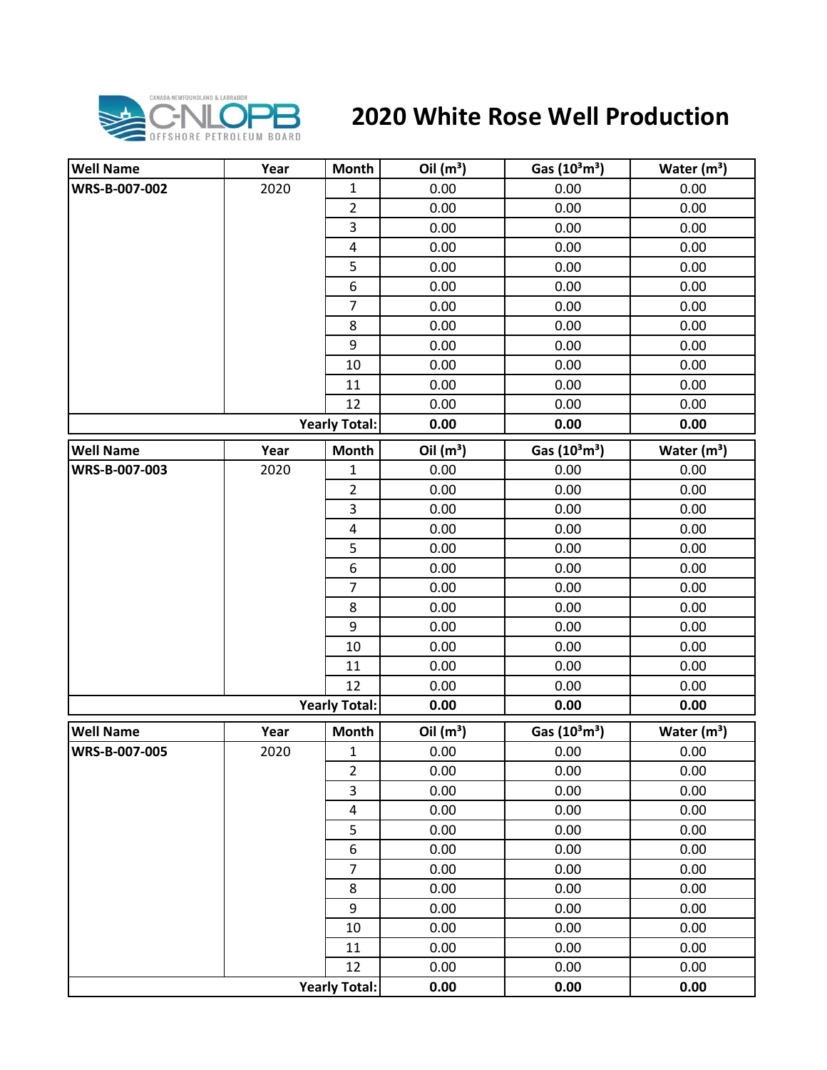# 2020 White Rose Well Production

| Well Name | Year | Month | Oil ($m^3$) | Gas ($10^3m^3$) | Water ($m^3$) |
|---|---|---|---|---|---|
| **WRS-B-007-002** | 2020 | 1 | 0.00 | 0.00 | 0.00 |
| | | 2 | 0.00 | 0.00 | 0.00 |
| | | 3 | 0.00 | 0.00 | 0.00 |
| | | 4 | 0.00 | 0.00 | 0.00 |
| | | 5 | 0.00 | 0.00 | 0.00 |
| | | 6 | 0.00 | 0.00 | 0.00 |
| | | 7 | 0.00 | 0.00 | 0.00 |
| | | 8 | 0.00 | 0.00 | 0.00 |
| | | 9 | 0.00 | 0.00 | 0.00 |
| | | 10 | 0.00 | 0.00 | 0.00 |
| | | 11 | 0.00 | 0.00 | 0.00 |
| | | 12 | 0.00 | 0.00 | 0.00 |
| | | **Yearly Total:** | **0.00** | **0.00** | **0.00** |

| Well Name | Year | Month | Oil ($m^3$) | Gas ($10^3m^3$) | Water ($m^3$) |
|---|---|---|---|---|---|
| **WRS-B-007-003** | 2020 | 1 | 0.00 | 0.00 | 0.00 |
| | | 2 | 0.00 | 0.00 | 0.00 |
| | | 3 | 0.00 | 0.00 | 0.00 |
| | | 4 | 0.00 | 0.00 | 0.00 |
| | | 5 | 0.00 | 0.00 | 0.00 |
| | | 6 | 0.00 | 0.00 | 0.00 |
| | | 7 | 0.00 | 0.00 | 0.00 |
| | | 8 | 0.00 | 0.00 | 0.00 |
| | | 9 | 0.00 | 0.00 | 0.00 |
| | | 10 | 0.00 | 0.00 | 0.00 |
| | | 11 | 0.00 | 0.00 | 0.00 |
| | | 12 | 0.00 | 0.00 | 0.00 |
| | | **Yearly Total:** | **0.00** | **0.00** | **0.00** |

| Well Name | Year | Month | Oil ($m^3$) | Gas ($10^3m^3$) | Water ($m^3$) |
|---|---|---|---|---|---|
| **WRS-B-007-005** | 2020 | 1 | 0.00 | 0.00 | 0.00 |
| | | 2 | 0.00 | 0.00 | 0.00 |
| | | 3 | 0.00 | 0.00 | 0.00 |
| | | 4 | 0.00 | 0.00 | 0.00 |
| | | 5 | 0.00 | 0.00 | 0.00 |
| | | 6 | 0.00 | 0.00 | 0.00 |
| | | 7 | 0.00 | 0.00 | 0.00 |
| | | 8 | 0.00 | 0.00 | 0.00 |
| | | 9 | 0.00 | 0.00 | 0.00 |
| | | 10 | 0.00 | 0.00 | 0.00 |
| | | 11 | 0.00 | 0.00 | 0.00 |
| | | 12 | 0.00 | 0.00 | 0.00 |
| | | **Yearly Total:** | **0.00** | **0.00** | **0.00** |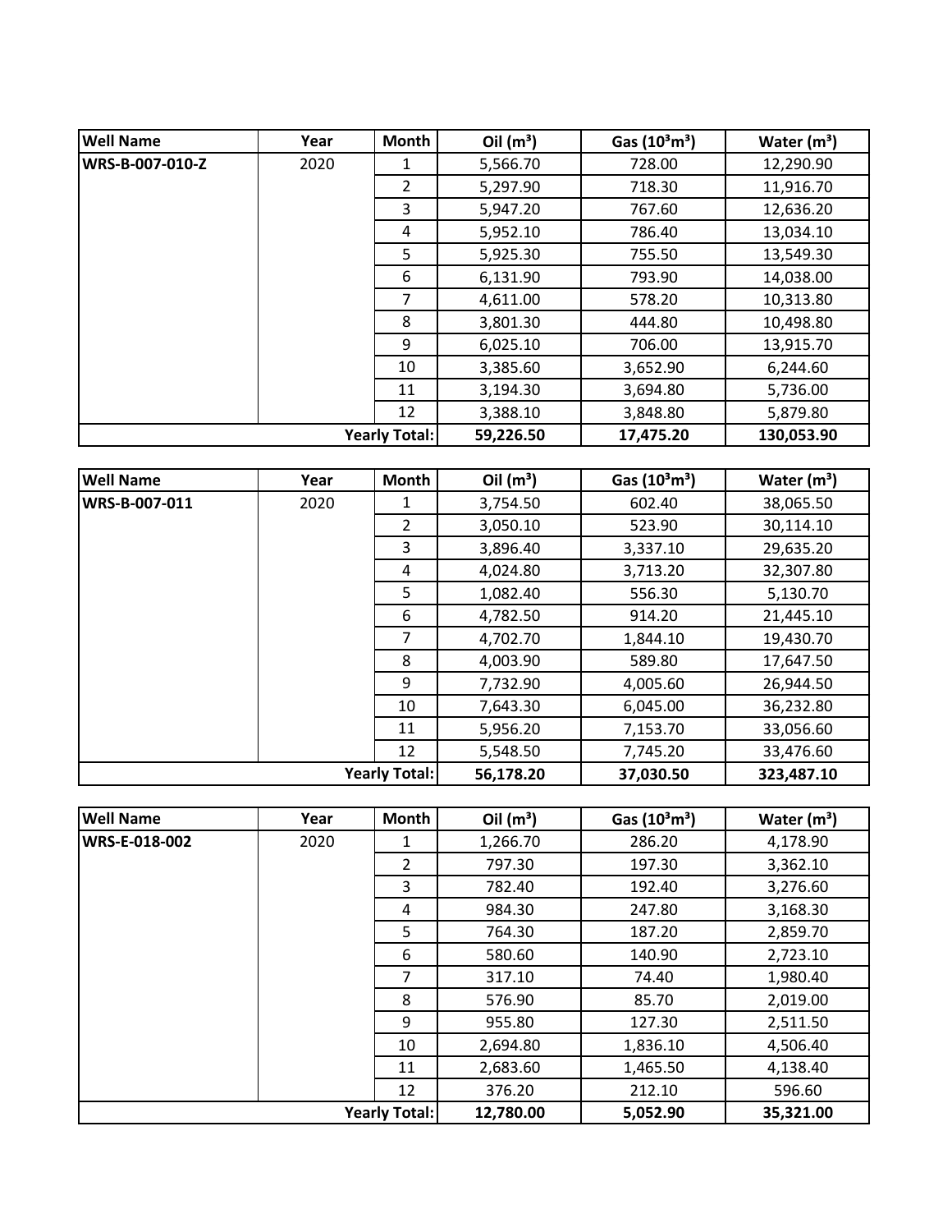| Well Name | Year | Month | Oil ($m^3$) | Gas ($10^3m^3$) | Water ($m^3$) |
|---|---|---|---|---|---|
| WRS-B-007-010-Z | 2020 | 1 | 5,566.70 | 728.00 | 12,290.90 |
| | | 2 | 5,297.90 | 718.30 | 11,916.70 |
| | | 3 | 5,947.20 | 767.60 | 12,636.20 |
| | | 4 | 5,952.10 | 786.40 | 13,034.10 |
| | | 5 | 5,925.30 | 755.50 | 13,549.30 |
| | | 6 | 6,131.90 | 793.90 | 14,038.00 |
| | | 7 | 4,611.00 | 578.20 | 10,313.80 |
| | | 8 | 3,801.30 | 444.80 | 10,498.80 |
| | | 9 | 6,025.10 | 706.00 | 13,915.70 |
| | | 10 | 3,385.60 | 3,652.90 | 6,244.60 |
| | | 11 | 3,194.30 | 3,694.80 | 5,736.00 |
| | | 12 | 3,388.10 | 3,848.80 | 5,879.80 |
| | | **Yearly Total:** | **59,226.50** | **17,475.20** | **130,053.90** |

| Well Name | Year | Month | Oil ($m^3$) | Gas ($10^3m^3$) | Water ($m^3$) |
|---|---|---|---|---|---|
| WRS-B-007-011 | 2020 | 1 | 3,754.50 | 602.40 | 38,065.50 |
| | | 2 | 3,050.10 | 523.90 | 30,114.10 |
| | | 3 | 3,896.40 | 3,337.10 | 29,635.20 |
| | | 4 | 4,024.80 | 3,713.20 | 32,307.80 |
| | | 5 | 1,082.40 | 556.30 | 5,130.70 |
| | | 6 | 4,782.50 | 914.20 | 21,445.10 |
| | | 7 | 4,702.70 | 1,844.10 | 19,430.70 |
| | | 8 | 4,003.90 | 589.80 | 17,647.50 |
| | | 9 | 7,732.90 | 4,005.60 | 26,944.50 |
| | | 10 | 7,643.30 | 6,045.00 | 36,232.80 |
| | | 11 | 5,956.20 | 7,153.70 | 33,056.60 |
| | | 12 | 5,548.50 | 7,745.20 | 33,476.60 |
| | | **Yearly Total:** | **56,178.20** | **37,030.50** | **323,487.10** |

| Well Name | Year | Month | Oil ($m^3$) | Gas ($10^3m^3$) | Water ($m^3$) |
|---|---|---|---|---|---|
| WRS-E-018-002 | 2020 | 1 | 1,266.70 | 286.20 | 4,178.90 |
| | | 2 | 797.30 | 197.30 | 3,362.10 |
| | | 3 | 782.40 | 192.40 | 3,276.60 |
| | | 4 | 984.30 | 247.80 | 3,168.30 |
| | | 5 | 764.30 | 187.20 | 2,859.70 |
| | | 6 | 580.60 | 140.90 | 2,723.10 |
| | | 7 | 317.10 | 74.40 | 1,980.40 |
| | | 8 | 576.90 | 85.70 | 2,019.00 |
| | | 9 | 955.80 | 127.30 | 2,511.50 |
| | | 10 | 2,694.80 | 1,836.10 | 4,506.40 |
| | | 11 | 2,683.60 | 1,465.50 | 4,138.40 |
| | | 12 | 376.20 | 212.10 | 596.60 |
| | | **Yearly Total:** | **12,780.00** | **5,052.90** | **35,321.00** |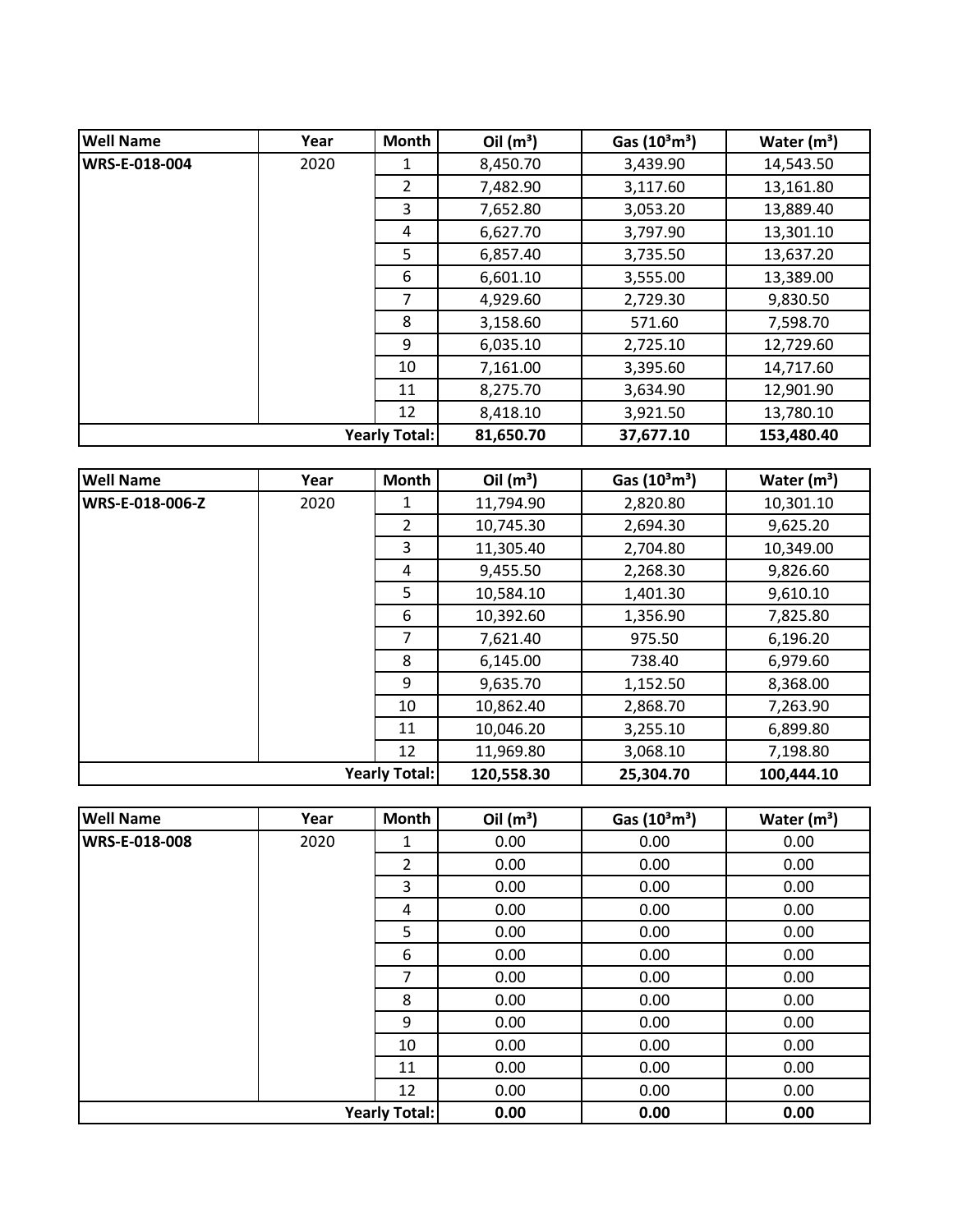| Well Name | Year | Month | Oil ($m^3$) | Gas ($10^3m^3$) | Water ($m^3$) |
|---|---|---|---|---|---|
| WRS-E-018-004 | 2020 | 1 | 8,450.70 | 3,439.90 | 14,543.50 |
| | | 2 | 7,482.90 | 3,117.60 | 13,161.80 |
| | | 3 | 7,652.80 | 3,053.20 | 13,889.40 |
| | | 4 | 6,627.70 | 3,797.90 | 13,301.10 |
| | | 5 | 6,857.40 | 3,735.50 | 13,637.20 |
| | | 6 | 6,601.10 | 3,555.00 | 13,389.00 |
| | | 7 | 4,929.60 | 2,729.30 | 9,830.50 |
| | | 8 | 3,158.60 | 571.60 | 7,598.70 |
| | | 9 | 6,035.10 | 2,725.10 | 12,729.60 |
| | | 10 | 7,161.00 | 3,395.60 | 14,717.60 |
| | | 11 | 8,275.70 | 3,634.90 | 12,901.90 |
| | | 12 | 8,418.10 | 3,921.50 | 13,780.10 |
| | | **Yearly Total:** | **81,650.70** | **37,677.10** | **153,480.40** |

| Well Name | Year | Month | Oil ($m^3$) | Gas ($10^3m^3$) | Water ($m^3$) |
|---|---|---|---|---|---|
| WRS-E-018-006-Z | 2020 | 1 | 11,794.90 | 2,820.80 | 10,301.10 |
| | | 2 | 10,745.30 | 2,694.30 | 9,625.20 |
| | | 3 | 11,305.40 | 2,704.80 | 10,349.00 |
| | | 4 | 9,455.50 | 2,268.30 | 9,826.60 |
| | | 5 | 10,584.10 | 1,401.30 | 9,610.10 |
| | | 6 | 10,392.60 | 1,356.90 | 7,825.80 |
| | | 7 | 7,621.40 | 975.50 | 6,196.20 |
| | | 8 | 6,145.00 | 738.40 | 6,979.60 |
| | | 9 | 9,635.70 | 1,152.50 | 8,368.00 |
| | | 10 | 10,862.40 | 2,868.70 | 7,263.90 |
| | | 11 | 10,046.20 | 3,255.10 | 6,899.80 |
| | | 12 | 11,969.80 | 3,068.10 | 7,198.80 |
| | | **Yearly Total:** | **120,558.30** | **25,304.70** | **100,444.10** |

| Well Name | Year | Month | Oil ($m^3$) | Gas ($10^3m^3$) | Water ($m^3$) |
|---|---|---|---|---|---|
| WRS-E-018-008 | 2020 | 1 | 0.00 | 0.00 | 0.00 |
| | | 2 | 0.00 | 0.00 | 0.00 |
| | | 3 | 0.00 | 0.00 | 0.00 |
| | | 4 | 0.00 | 0.00 | 0.00 |
| | | 5 | 0.00 | 0.00 | 0.00 |
| | | 6 | 0.00 | 0.00 | 0.00 |
| | | 7 | 0.00 | 0.00 | 0.00 |
| | | 8 | 0.00 | 0.00 | 0.00 |
| | | 9 | 0.00 | 0.00 | 0.00 |
| | | 10 | 0.00 | 0.00 | 0.00 |
| | | 11 | 0.00 | 0.00 | 0.00 |
| | | 12 | 0.00 | 0.00 | 0.00 |
| | | **Yearly Total:** | **0.00** | **0.00** | **0.00** |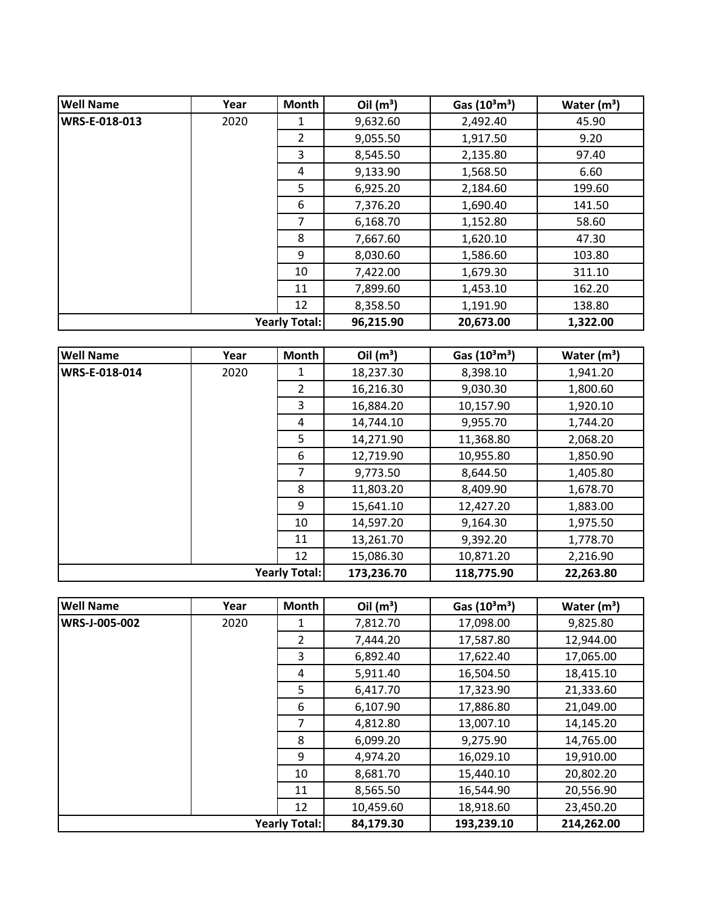| Well Name | Year | Month | Oil ($m^3$) | Gas ($10^3m^3$) | Water ($m^3$) |
|---|---|---|---|---|---|
| WRS-E-018-013 | 2020 | 1 | 9,632.60 | 2,492.40 | 45.90 |
| | | 2 | 9,055.50 | 1,917.50 | 9.20 |
| | | 3 | 8,545.50 | 2,135.80 | 97.40 |
| | | 4 | 9,133.90 | 1,568.50 | 6.60 |
| | | 5 | 6,925.20 | 2,184.60 | 199.60 |
| | | 6 | 7,376.20 | 1,690.40 | 141.50 |
| | | 7 | 6,168.70 | 1,152.80 | 58.60 |
| | | 8 | 7,667.60 | 1,620.10 | 47.30 |
| | | 9 | 8,030.60 | 1,586.60 | 103.80 |
| | | 10 | 7,422.00 | 1,679.30 | 311.10 |
| | | 11 | 7,899.60 | 1,453.10 | 162.20 |
| | | 12 | 8,358.50 | 1,191.90 | 138.80 |
| | | **Yearly Total:** | **96,215.90** | **20,673.00** | **1,322.00** |

| Well Name | Year | Month | Oil ($m^3$) | Gas ($10^3m^3$) | Water ($m^3$) |
|---|---|---|---|---|---|
| WRS-E-018-014 | 2020 | 1 | 18,237.30 | 8,398.10 | 1,941.20 |
| | | 2 | 16,216.30 | 9,030.30 | 1,800.60 |
| | | 3 | 16,884.20 | 10,157.90 | 1,920.10 |
| | | 4 | 14,744.10 | 9,955.70 | 1,744.20 |
| | | 5 | 14,271.90 | 11,368.80 | 2,068.20 |
| | | 6 | 12,719.90 | 10,955.80 | 1,850.90 |
| | | 7 | 9,773.50 | 8,644.50 | 1,405.80 |
| | | 8 | 11,803.20 | 8,409.90 | 1,678.70 |
| | | 9 | 15,641.10 | 12,427.20 | 1,883.00 |
| | | 10 | 14,597.20 | 9,164.30 | 1,975.50 |
| | | 11 | 13,261.70 | 9,392.20 | 1,778.70 |
| | | 12 | 15,086.30 | 10,871.20 | 2,216.90 |
| | | **Yearly Total:** | **173,236.70** | **118,775.90** | **22,263.80** |

| Well Name | Year | Month | Oil ($m^3$) | Gas ($10^3m^3$) | Water ($m^3$) |
|---|---|---|---|---|---|
| WRS-J-005-002 | 2020 | 1 | 7,812.70 | 17,098.00 | 9,825.80 |
| | | 2 | 7,444.20 | 17,587.80 | 12,944.00 |
| | | 3 | 6,892.40 | 17,622.40 | 17,065.00 |
| | | 4 | 5,911.40 | 16,504.50 | 18,415.10 |
| | | 5 | 6,417.70 | 17,323.90 | 21,333.60 |
| | | 6 | 6,107.90 | 17,886.80 | 21,049.00 |
| | | 7 | 4,812.80 | 13,007.10 | 14,145.20 |
| | | 8 | 6,099.20 | 9,275.90 | 14,765.00 |
| | | 9 | 4,974.20 | 16,029.10 | 19,910.00 |
| | | 10 | 8,681.70 | 15,440.10 | 20,802.20 |
| | | 11 | 8,565.50 | 16,544.90 | 20,556.90 |
| | | 12 | 10,459.60 | 18,918.60 | 23,450.20 |
| | | **Yearly Total:** | **84,179.30** | **193,239.10** | **214,262.00** |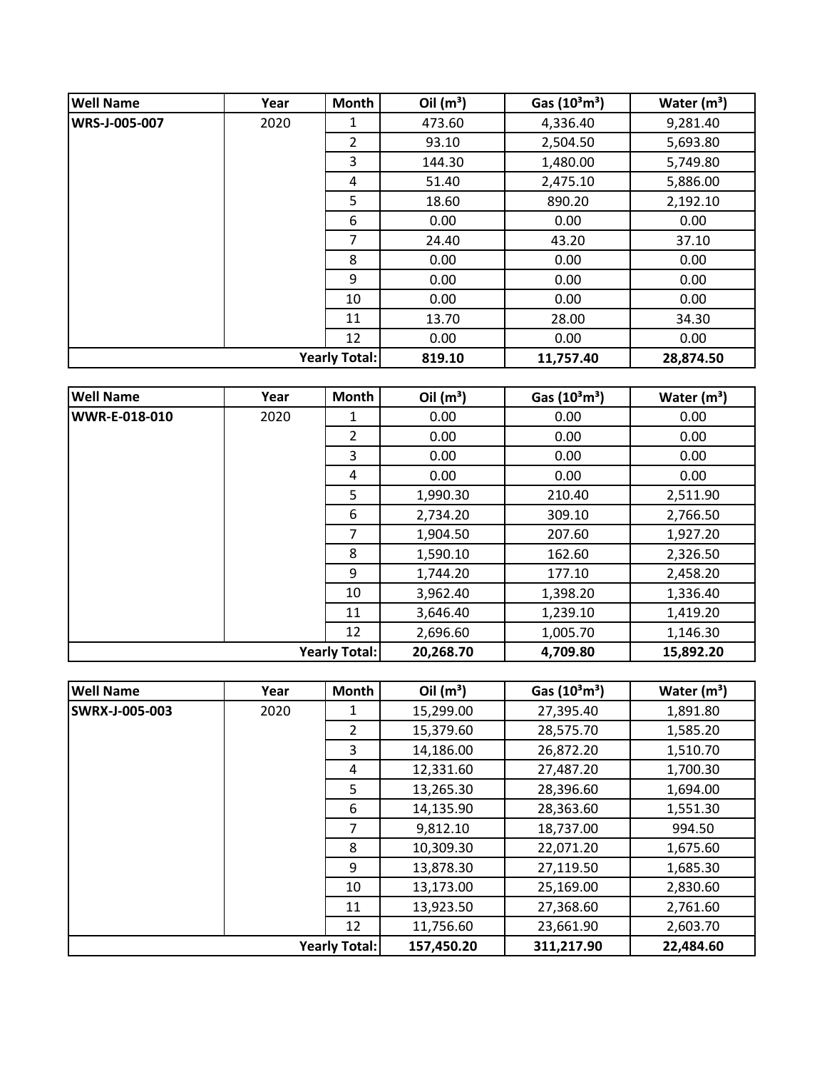| Well Name | Year | Month | Oil ($m^3$) | Gas ($10^3m^3$) | Water ($m^3$) |
|---|---|---|---|---|---|
| WRS-J-005-007 | 2020 | 1 | 473.60 | 4,336.40 | 9,281.40 |
| | | 2 | 93.10 | 2,504.50 | 5,693.80 |
| | | 3 | 144.30 | 1,480.00 | 5,749.80 |
| | | 4 | 51.40 | 2,475.10 | 5,886.00 |
| | | 5 | 18.60 | 890.20 | 2,192.10 |
| | | 6 | 0.00 | 0.00 | 0.00 |
| | | 7 | 24.40 | 43.20 | 37.10 |
| | | 8 | 0.00 | 0.00 | 0.00 |
| | | 9 | 0.00 | 0.00 | 0.00 |
| | | 10 | 0.00 | 0.00 | 0.00 |
| | | 11 | 13.70 | 28.00 | 34.30 |
| | | 12 | 0.00 | 0.00 | 0.00 |
| | | **Yearly Total:** | **819.10** | **11,757.40** | **28,874.50** |

| Well Name | Year | Month | Oil ($m^3$) | Gas ($10^3m^3$) | Water ($m^3$) |
|---|---|---|---|---|---|
| WWR-E-018-010 | 2020 | 1 | 0.00 | 0.00 | 0.00 |
| | | 2 | 0.00 | 0.00 | 0.00 |
| | | 3 | 0.00 | 0.00 | 0.00 |
| | | 4 | 0.00 | 0.00 | 0.00 |
| | | 5 | 1,990.30 | 210.40 | 2,511.90 |
| | | 6 | 2,734.20 | 309.10 | 2,766.50 |
| | | 7 | 1,904.50 | 207.60 | 1,927.20 |
| | | 8 | 1,590.10 | 162.60 | 2,326.50 |
| | | 9 | 1,744.20 | 177.10 | 2,458.20 |
| | | 10 | 3,962.40 | 1,398.20 | 1,336.40 |
| | | 11 | 3,646.40 | 1,239.10 | 1,419.20 |
| | | 12 | 2,696.60 | 1,005.70 | 1,146.30 |
| | | **Yearly Total:** | **20,268.70** | **4,709.80** | **15,892.20** |

| Well Name | Year | Month | Oil ($m^3$) | Gas ($10^3m^3$) | Water ($m^3$) |
|---|---|---|---|---|---|
| SWRX-J-005-003 | 2020 | 1 | 15,299.00 | 27,395.40 | 1,891.80 |
| | | 2 | 15,379.60 | 28,575.70 | 1,585.20 |
| | | 3 | 14,186.00 | 26,872.20 | 1,510.70 |
| | | 4 | 12,331.60 | 27,487.20 | 1,700.30 |
| | | 5 | 13,265.30 | 28,396.60 | 1,694.00 |
| | | 6 | 14,135.90 | 28,363.60 | 1,551.30 |
| | | 7 | 9,812.10 | 18,737.00 | 994.50 |
| | | 8 | 10,309.30 | 22,071.20 | 1,675.60 |
| | | 9 | 13,878.30 | 27,119.50 | 1,685.30 |
| | | 10 | 13,173.00 | 25,169.00 | 2,830.60 |
| | | 11 | 13,923.50 | 27,368.60 | 2,761.60 |
| | | 12 | 11,756.60 | 23,661.90 | 2,603.70 |
| | | **Yearly Total:** | **157,450.20** | **311,217.90** | **22,484.60** |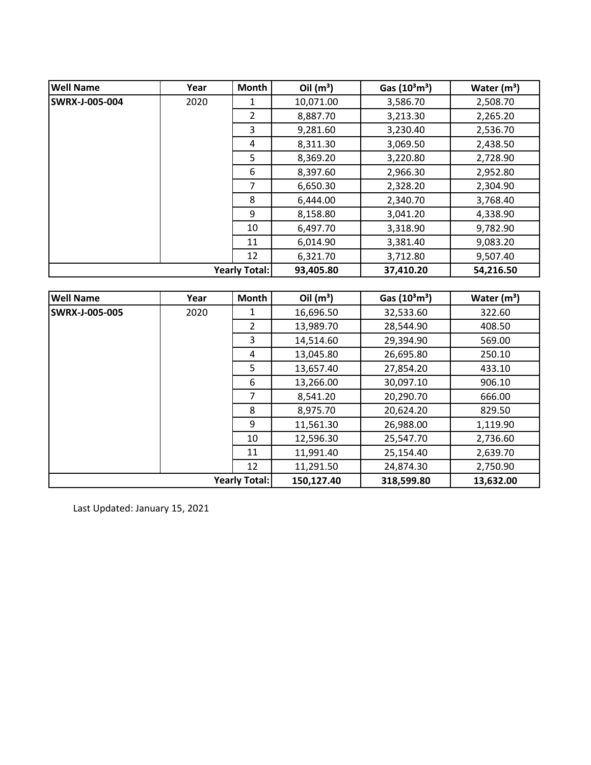| Well Name | Year | Month | Oil ($m^3$) | Gas ($10^3m^3$) | Water ($m^3$) |
|---|---|---|---|---|---|
| SWRX-J-005-004 | 2020 | 1 | 10,071.00 | 3,586.70 | 2,508.70 |
| | | 2 | 8,887.70 | 3,213.30 | 2,265.20 |
| | | 3 | 9,281.60 | 3,230.40 | 2,536.70 |
| | | 4 | 8,311.30 | 3,069.50 | 2,438.50 |
| | | 5 | 8,369.20 | 3,220.80 | 2,728.90 |
| | | 6 | 8,397.60 | 2,966.30 | 2,952.80 |
| | | 7 | 6,650.30 | 2,328.20 | 2,304.90 |
| | | 8 | 6,444.00 | 2,340.70 | 3,768.40 |
| | | 9 | 8,158.80 | 3,041.20 | 4,338.90 |
| | | 10 | 6,497.70 | 3,318.90 | 9,782.90 |
| | | 11 | 6,014.90 | 3,381.40 | 9,083.20 |
| | | 12 | 6,321.70 | 3,712.80 | 9,507.40 |
| | | **Yearly Total:** | **93,405.80** | **37,410.20** | **54,216.50** |

| Well Name | Year | Month | Oil ($m^3$) | Gas ($10^3m^3$) | Water ($m^3$) |
|---|---|---|---|---|---|
| SWRX-J-005-005 | 2020 | 1 | 16,696.50 | 32,533.60 | 322.60 |
| | | 2 | 13,989.70 | 28,544.90 | 408.50 |
| | | 3 | 14,514.60 | 29,394.90 | 569.00 |
| | | 4 | 13,045.80 | 26,695.80 | 250.10 |
| | | 5 | 13,657.40 | 27,854.20 | 433.10 |
| | | 6 | 13,266.00 | 30,097.10 | 906.10 |
| | | 7 | 8,541.20 | 20,290.70 | 666.00 |
| | | 8 | 8,975.70 | 20,624.20 | 829.50 |
| | | 9 | 11,561.30 | 26,988.00 | 1,119.90 |
| | | 10 | 12,596.30 | 25,547.70 | 2,736.60 |
| | | 11 | 11,991.40 | 25,154.40 | 2,639.70 |
| | | 12 | 11,291.50 | 24,874.30 | 2,750.90 |
| | | **Yearly Total:** | **150,127.40** | **318,599.80** | **13,632.00** |

Last Updated: January 15, 2021